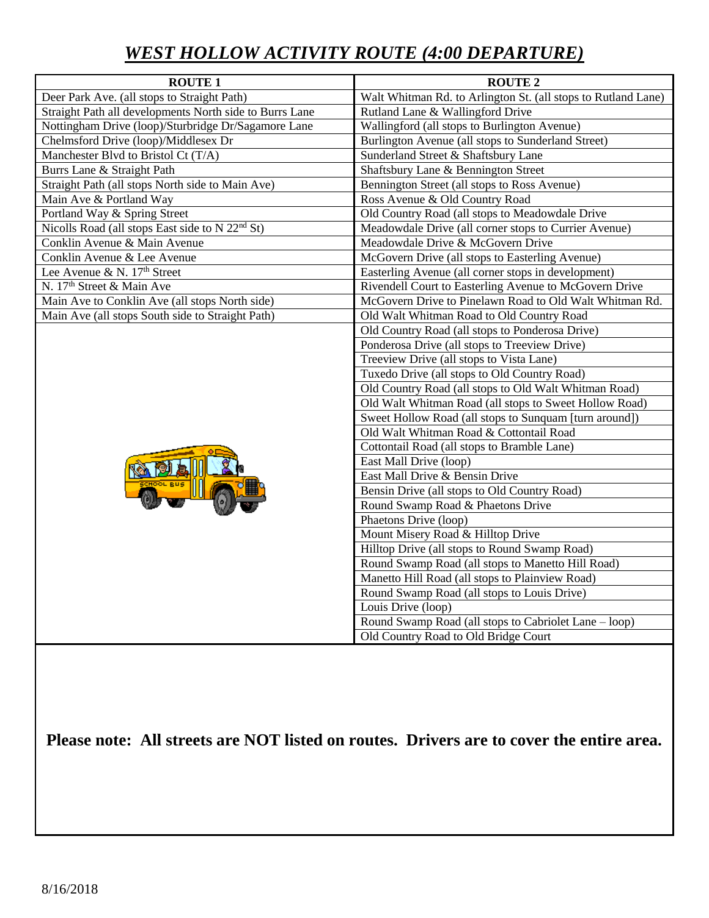# *WEST HOLLOW ACTIVITY ROUTE (4:00 DEPARTURE)*

| ROUTE 1 | ROUTE 2 |
|---|---|
| Deer Park Ave. (all stops to Straight Path) | Walt Whitman Rd. to Arlington St. (all stops to Rutland Lane) |
| Straight Path all developments North side to Burrs Lane | Rutland Lane & Wallingford Drive |
| Nottingham Drive (loop)/Sturbridge Dr/Sagamore Lane | Wallingford (all stops to Burlington Avenue) |
| Chelmsford Drive (loop)/Middlesex Dr | Burlington Avenue (all stops to Sunderland Street) |
| Manchester Blvd to Bristol Ct (T/A) | Sunderland Street & Shaftsbury Lane |
| Burrs Lane & Straight Path | Shaftsbury Lane & Bennington Street |
| Straight Path (all stops North side to Main Ave) | Bennington Street (all stops to Ross Avenue) |
| Main Ave & Portland Way | Ross Avenue & Old Country Road |
| Portland Way & Spring Street | Old Country Road (all stops to Meadowdale Drive |
| Nicolls Road (all stops East side to N 22nd St) | Meadowdale Drive (all corner stops to Currier Avenue) |
| Conklin Avenue & Main Avenue | Meadowdale Drive & McGovern Drive |
| Conklin Avenue & Lee Avenue | McGovern Drive (all stops to Easterling Avenue) |
| Lee Avenue & N. 17th Street | Easterling Avenue (all corner stops in development) |
| N. 17th Street & Main Ave | Rivendell Court to Easterling Avenue to McGovern Drive |
| Main Ave to Conklin Ave (all stops North side) | McGovern Drive to Pinelawn Road to Old Walt Whitman Rd. |
| Main Ave (all stops South side to Straight Path) | Old Walt Whitman Road to Old Country Road |
| | Old Country Road (all stops to Ponderosa Drive) |
| | Ponderosa Drive (all stops to Treeview Drive) |
| | Treeview Drive (all stops to Vista Lane) |
| | Tuxedo Drive (all stops to Old Country Road) |
| | Old Country Road (all stops to Old Walt Whitman Road) |
| | Old Walt Whitman Road (all stops to Sweet Hollow Road) |
| | Sweet Hollow Road (all stops to Sunquam [turn around]) |
| | Old Walt Whitman Road & Cottontail Road |
| | Cottontail Road (all stops to Bramble Lane) |
| | East Mall Drive (loop) |
| | East Mall Drive & Bensin Drive |
| | Bensin Drive (all stops to Old Country Road) |
| | Round Swamp Road & Phaetons Drive |
| | Phaetons Drive (loop) |
| | Mount Misery Road & Hilltop Drive |
| | Hilltop Drive (all stops to Round Swamp Road) |
| | Round Swamp Road (all stops to Manetto Hill Road) |
| | Manetto Hill Road (all stops to Plainview Road) |
| | Round Swamp Road (all stops to Louis Drive) |
| | Louis Drive (loop) |
| | Round Swamp Road (all stops to Cabriolet Lane – loop) |
| | Old Country Road to Old Bridge Court |

**Please note: All streets are NOT listed on routes. Drivers are to cover the entire area.**

8/16/2018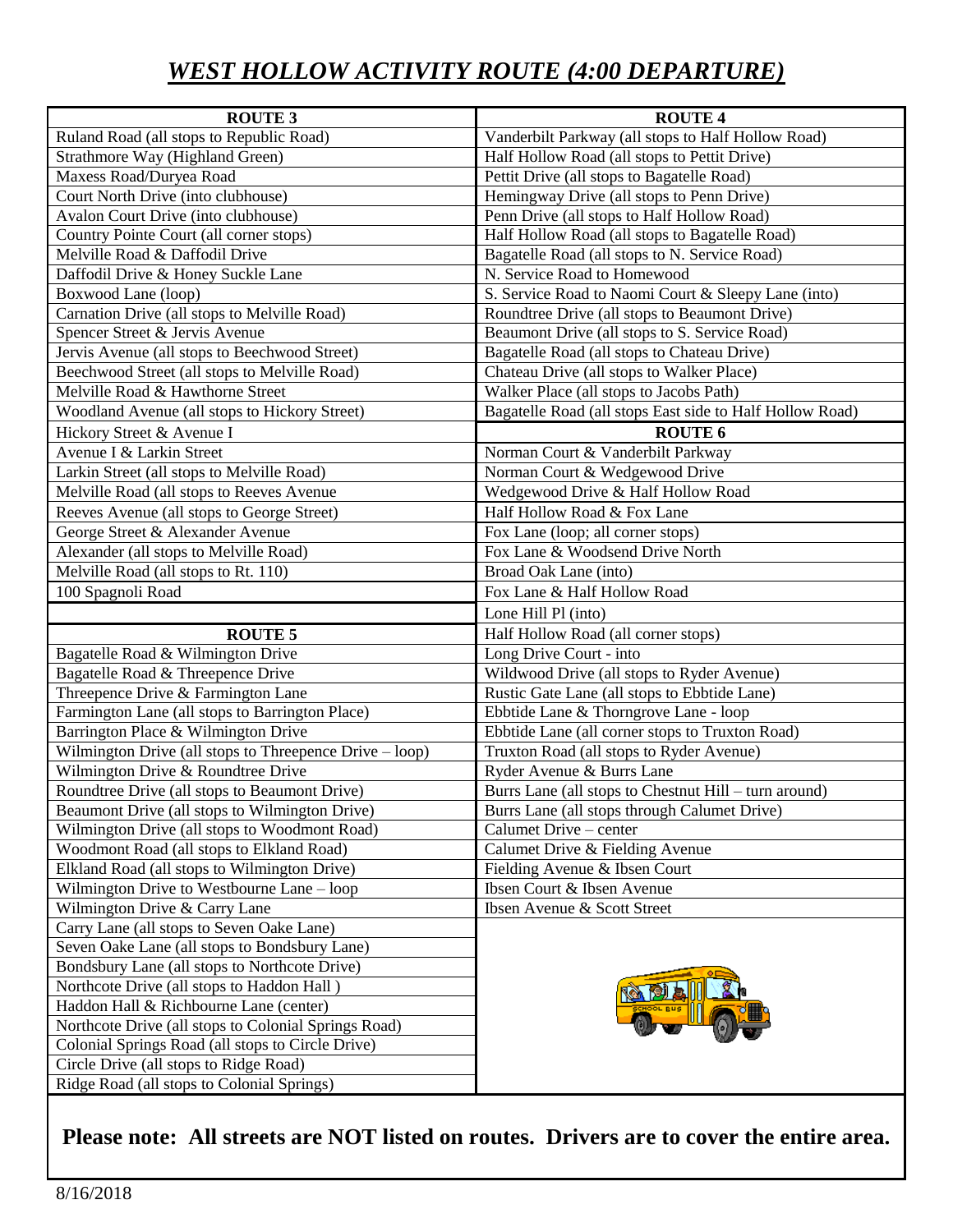# *WEST HOLLOW ACTIVITY ROUTE (4:00 DEPARTURE)*

| ROUTE 3 |
|---|
| Ruland Road (all stops to Republic Road) |
| Strathmore Way (Highland Green) |
| Maxess Road/Duryea Road |
| Court North Drive (into clubhouse) |
| Avalon Court Drive (into clubhouse) |
| Country Pointe Court (all corner stops) |
| Melville Road & Daffodil Drive |
| Daffodil Drive & Honey Suckle Lane |
| Boxwood Lane (loop) |
| Carnation Drive (all stops to Melville Road) |
| Spencer Street & Jervis Avenue |
| Jervis Avenue (all stops to Beechwood Street) |
| Beechwood Street (all stops to Melville Road) |
| Melville Road & Hawthorne Street |
| Woodland Avenue (all stops to Hickory Street) |
| Hickory Street & Avenue I |
| Avenue I & Larkin Street |
| Larkin Street (all stops to Melville Road) |
| Melville Road (all stops to Reeves Avenue |
| Reeves Avenue (all stops to George Street) |
| George Street & Alexander Avenue |
| Alexander (all stops to Melville Road) |
| Melville Road (all stops to Rt. 110) |
| 100 Spagnoli Road |

| ROUTE 5 |
|---|
| Bagatelle Road & Wilmington Drive |
| Bagatelle Road & Threepence Drive |
| Threepence Drive & Farmington Lane |
| Farmington Lane (all stops to Barrington Place) |
| Barrington Place & Wilmington Drive |
| Wilmington Drive (all stops to Threepence Drive – loop) |
| Wilmington Drive & Roundtree Drive |
| Roundtree Drive (all stops to Beaumont Drive) |
| Beaumont Drive (all stops to Wilmington Drive) |
| Wilmington Drive (all stops to Woodmont Road) |
| Woodmont Road (all stops to Elkland Road) |
| Elkland Road (all stops to Wilmington Drive) |
| Wilmington Drive to Westbourne Lane – loop |
| Wilmington Drive & Carry Lane |
| Carry Lane (all stops to Seven Oake Lane) |
| Seven Oake Lane (all stops to Bondsbury Lane) |
| Bondsbury Lane (all stops to Northcote Drive) |
| Northcote Drive (all stops to Haddon Hall ) |
| Haddon Hall & Richbourne Lane (center) |
| Northcote Drive (all stops to Colonial Springs Road) |
| Colonial Springs Road (all stops to Circle Drive) |
| Circle Drive (all stops to Ridge Road) |
| Ridge Road (all stops to Colonial Springs) |

| ROUTE 4 |
|---|
| Vanderbilt Parkway (all stops to Half Hollow Road) |
| Half Hollow Road (all stops to Pettit Drive) |
| Pettit Drive (all stops to Bagatelle Road) |
| Hemingway Drive (all stops to Penn Drive) |
| Penn Drive (all stops to Half Hollow Road) |
| Half Hollow Road (all stops to Bagatelle Road) |
| Bagatelle Road (all stops to N. Service Road) |
| N. Service Road to Homewood |
| S. Service Road to Naomi Court & Sleepy Lane (into) |
| Roundtree Drive (all stops to Beaumont Drive) |
| Beaumont Drive (all stops to S. Service Road) |
| Bagatelle Road (all stops to Chateau Drive) |
| Chateau Drive (all stops to Walker Place) |
| Walker Place (all stops to Jacobs Path) |
| Bagatelle Road (all stops East side to Half Hollow Road) |

| ROUTE 6 |
|---|
| Norman Court & Vanderbilt Parkway |
| Norman Court & Wedgewood Drive |
| Wedgewood Drive & Half Hollow Road |
| Half Hollow Road & Fox Lane |
| Fox Lane (loop; all corner stops) |
| Fox Lane & Woodsend Drive North |
| Broad Oak Lane (into) |
| Fox Lane & Half Hollow Road |
| Lone Hill Pl (into) |
| Half Hollow Road (all corner stops) |
| Long Drive Court - into |
| Wildwood Drive (all stops to Ryder Avenue) |
| Rustic Gate Lane (all stops to Ebbtide Lane) |
| Ebbtide Lane & Thorngrove Lane - loop |
| Ebbtide Lane (all corner stops to Truxton Road) |
| Truxton Road (all stops to Ryder Avenue) |
| Ryder Avenue & Burrs Lane |
| Burrs Lane (all stops to Chestnut Hill – turn around) |
| Burrs Lane (all stops through Calumet Drive) |
| Calumet Drive – center |
| Calumet Drive & Fielding Avenue |
| Fielding Avenue & Ibsen Court |
| Ibsen Court & Ibsen Avenue |
| Ibsen Avenue & Scott Street |

**Please note: All streets are NOT listed on routes. Drivers are to cover the entire area.**

8/16/2018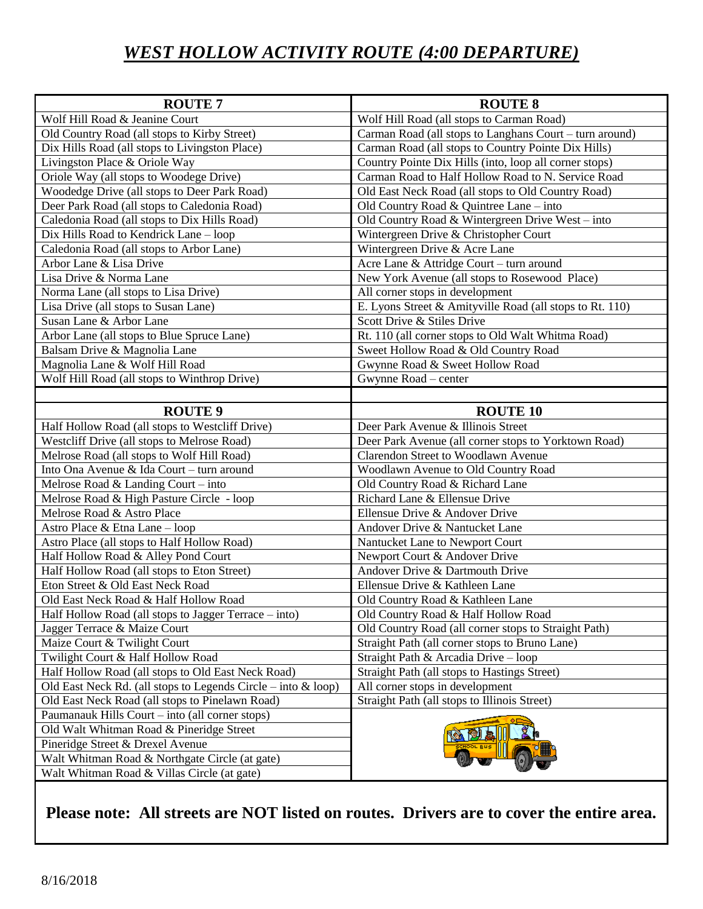# *WEST HOLLOW ACTIVITY ROUTE (4:00 DEPARTURE)*

| ROUTE 7 | ROUTE 8 |
|---|---|
| Wolf Hill Road & Jeanine Court | Wolf Hill Road (all stops to Carman Road) |
| Old Country Road (all stops to Kirby Street) | Carman Road (all stops to Langhans Court – turn around) |
| Dix Hills Road (all stops to Livingston Place) | Carman Road (all stops to Country Pointe Dix Hills) |
| Livingston Place & Oriole Way | Country Pointe Dix Hills (into, loop all corner stops) |
| Oriole Way (all stops to Woodege Drive) | Carman Road to Half Hollow Road to N. Service Road |
| Woodedge Drive (all stops to Deer Park Road) | Old East Neck Road (all stops to Old Country Road) |
| Deer Park Road (all stops to Caledonia Road) | Old Country Road & Quintree Lane – into |
| Caledonia Road (all stops to Dix Hills Road) | Old Country Road & Wintergreen Drive West – into |
| Dix Hills Road to Kendrick Lane – loop | Wintergreen Drive & Christopher Court |
| Caledonia Road (all stops to Arbor Lane) | Wintergreen Drive & Acre Lane |
| Arbor Lane & Lisa Drive | Acre Lane & Attridge Court – turn around |
| Lisa Drive & Norma Lane | New York Avenue (all stops to Rosewood Place) |
| Norma Lane (all stops to Lisa Drive) | All corner stops in development |
| Lisa Drive (all stops to Susan Lane) | E. Lyons Street & Amityville Road (all stops to Rt. 110) |
| Susan Lane & Arbor Lane | Scott Drive & Stiles Drive |
| Arbor Lane (all stops to Blue Spruce Lane) | Rt. 110 (all corner stops to Old Walt Whitma Road) |
| Balsam Drive & Magnolia Lane | Sweet Hollow Road & Old Country Road |
| Magnolia Lane & Wolf Hill Road | Gwynne Road & Sweet Hollow Road |
| Wolf Hill Road (all stops to Winthrop Drive) | Gwynne Road – center |

| ROUTE 9 | ROUTE 10 |
|---|---|
| Half Hollow Road (all stops to Westcliff Drive) | Deer Park Avenue & Illinois Street |
| Westcliff Drive (all stops to Melrose Road) | Deer Park Avenue (all corner stops to Yorktown Road) |
| Melrose Road (all stops to Wolf Hill Road) | Clarendon Street to Woodlawn Avenue |
| Into Ona Avenue & Ida Court – turn around | Woodlawn Avenue to Old Country Road |
| Melrose Road & Landing Court – into | Old Country Road & Richard Lane |
| Melrose Road & High Pasture Circle - loop | Richard Lane & Ellensue Drive |
| Melrose Road & Astro Place | Ellensue Drive & Andover Drive |
| Astro Place & Etna Lane – loop | Andover Drive & Nantucket Lane |
| Astro Place (all stops to Half Hollow Road) | Nantucket Lane to Newport Court |
| Half Hollow Road & Alley Pond Court | Newport Court & Andover Drive |
| Half Hollow Road (all stops to Eton Street) | Andover Drive & Dartmouth Drive |
| Eton Street & Old East Neck Road | Ellensue Drive & Kathleen Lane |
| Old East Neck Road & Half Hollow Road | Old Country Road & Kathleen Lane |
| Half Hollow Road (all stops to Jagger Terrace – into) | Old Country Road & Half Hollow Road |
| Jagger Terrace & Maize Court | Old Country Road (all corner stops to Straight Path) |
| Maize Court & Twilight Court | Straight Path (all corner stops to Bruno Lane) |
| Twilight Court & Half Hollow Road | Straight Path & Arcadia Drive – loop |
| Half Hollow Road (all stops to Old East Neck Road) | Straight Path (all stops to Hastings Street) |
| Old East Neck Rd. (all stops to Legends Circle – into & loop) | All corner stops in development |
| Old East Neck Road (all stops to Pinelawn Road) | Straight Path (all stops to Illinois Street) |
| Paumanauk Hills Court – into (all corner stops) | |
| Old Walt Whitman Road & Pineridge Street | |
| Pineridge Street & Drexel Avenue | |
| Walt Whitman Road & Northgate Circle (at gate) | |
| Walt Whitman Road & Villas Circle (at gate) | |

**Please note: All streets are NOT listed on routes. Drivers are to cover the entire area.**

8/16/2018